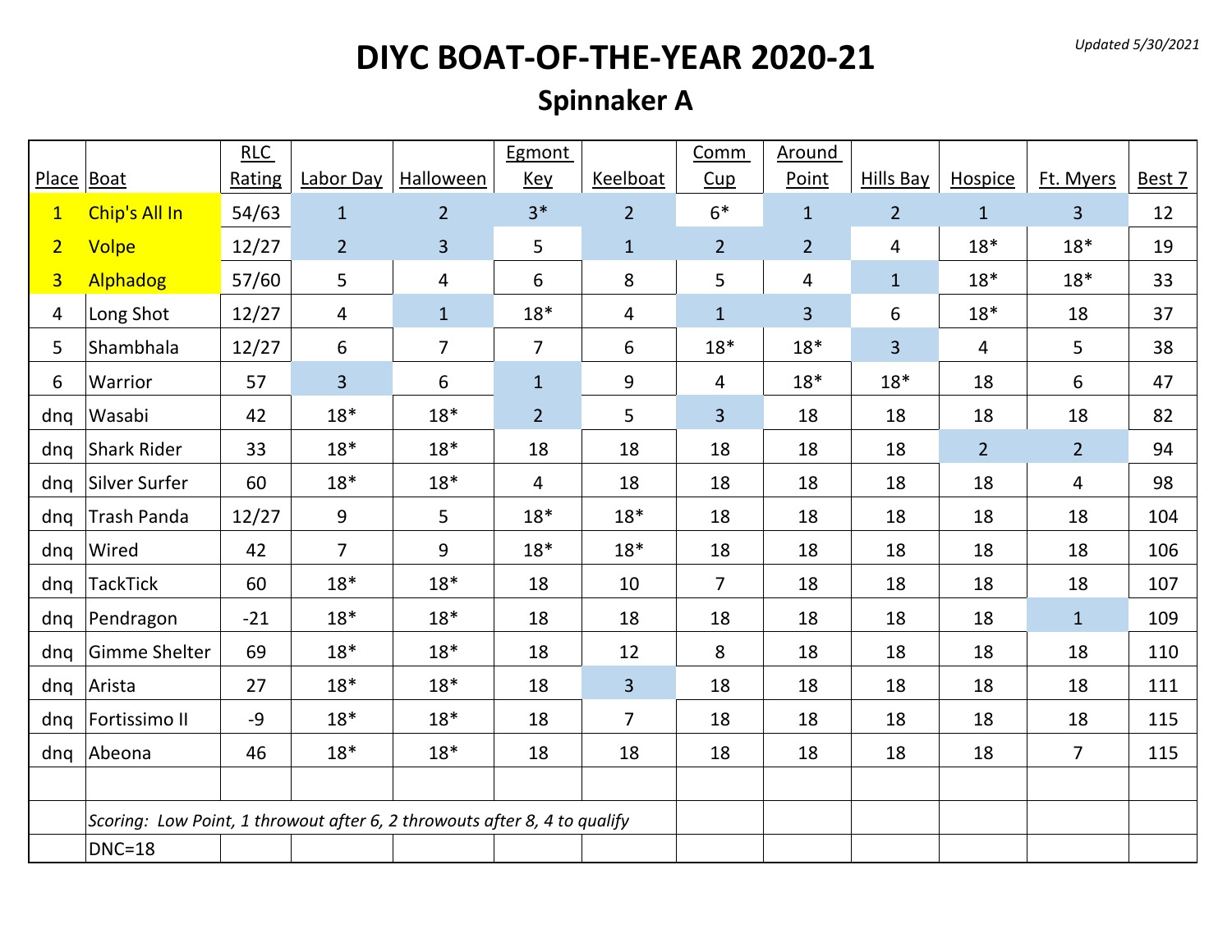*Updated 5/30/2021*

# DIYC BOAT-OF-THE-YEAR 2020-21

## Spinnaker A

| Place | Boat | RLC Rating | Labor Day | Halloween | Egmont Key | Keelboat | Comm Cup | Around Point | Hills Bay | Hospice | Ft. Myers | Best 7 |
|---|---|---|---|---|---|---|---|---|---|---|---|---|
| 1 | Chip's All In | 54/63 | 1 | 2 | 3* | 2 | 6* | 1 | 2 | 1 | 3 | 12 |
| 2 | Volpe | 12/27 | 2 | 3 | 5 | 1 | 2 | 2 | 4 | 18* | 18* | 19 |
| 3 | Alphadog | 57/60 | 5 | 4 | 6 | 8 | 5 | 4 | 1 | 18* | 18* | 33 |
| 4 | Long Shot | 12/27 | 4 | 1 | 18* | 4 | 1 | 3 | 6 | 18* | 18 | 37 |
| 5 | Shambhala | 12/27 | 6 | 7 | 7 | 6 | 18* | 18* | 3 | 4 | 5 | 38 |
| 6 | Warrior | 57 | 3 | 6 | 1 | 9 | 4 | 18* | 18* | 18 | 6 | 47 |
| dnq | Wasabi | 42 | 18* | 18* | 2 | 5 | 3 | 18 | 18 | 18 | 18 | 82 |
| dnq | Shark Rider | 33 | 18* | 18* | 18 | 18 | 18 | 18 | 18 | 2 | 2 | 94 |
| dnq | Silver Surfer | 60 | 18* | 18* | 4 | 18 | 18 | 18 | 18 | 18 | 4 | 98 |
| dnq | Trash Panda | 12/27 | 9 | 5 | 18* | 18* | 18 | 18 | 18 | 18 | 18 | 104 |
| dnq | Wired | 42 | 7 | 9 | 18* | 18* | 18 | 18 | 18 | 18 | 18 | 106 |
| dnq | TackTick | 60 | 18* | 18* | 18 | 10 | 7 | 18 | 18 | 18 | 18 | 107 |
| dnq | Pendragon | -21 | 18* | 18* | 18 | 18 | 18 | 18 | 18 | 18 | 1 | 109 |
| dnq | Gimme Shelter | 69 | 18* | 18* | 18 | 12 | 8 | 18 | 18 | 18 | 18 | 110 |
| dnq | Arista | 27 | 18* | 18* | 18 | 3 | 18 | 18 | 18 | 18 | 18 | 111 |
| dnq | Fortissimo II | -9 | 18* | 18* | 18 | 7 | 18 | 18 | 18 | 18 | 18 | 115 |
| dnq | Abeona | 46 | 18* | 18* | 18 | 18 | 18 | 18 | 18 | 18 | 7 | 115 |

*Scoring: Low Point, 1 throwout after 6, 2 throwouts after 8, 4 to qualify*

DNC=18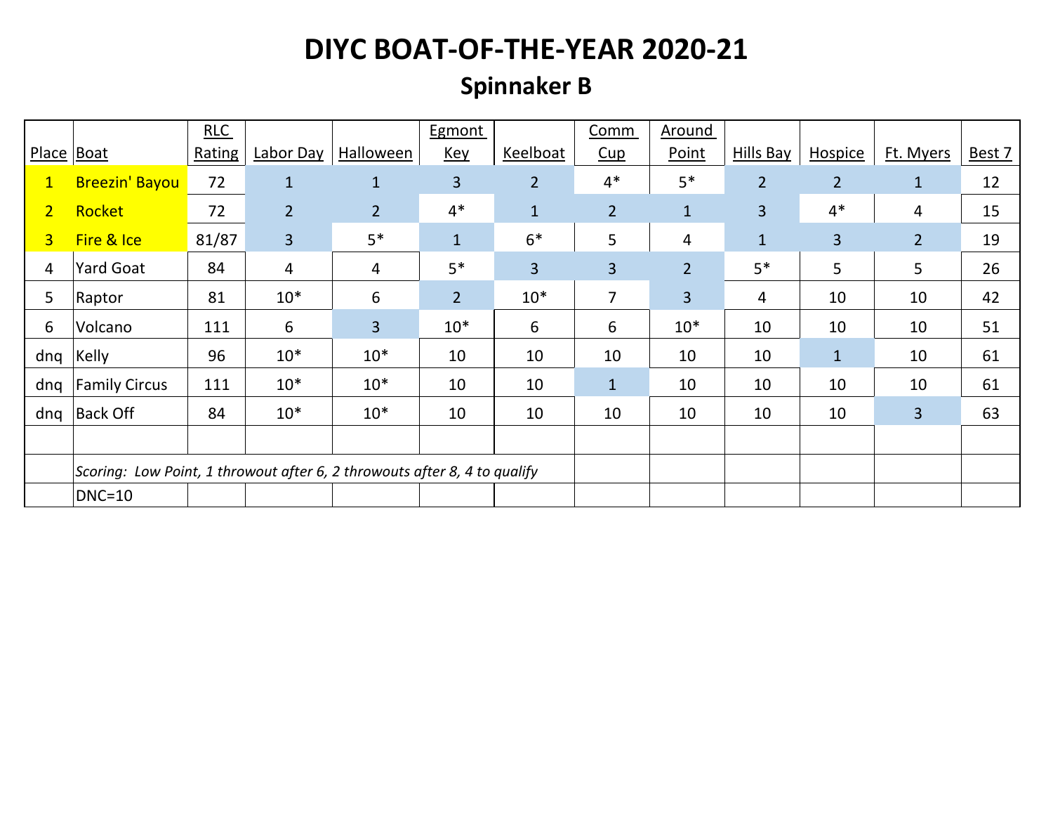# DIYC BOAT-OF-THE-YEAR 2020-21

## Spinnaker B

| Place | Boat | RLC Rating | Labor Day | Halloween | Egmont Key | Keelboat | Comm Cup | Around Point | Hills Bay | Hospice | Ft. Myers | Best 7 |
|---|---|---|---|---|---|---|---|---|---|---|---|---|
| 1 | Breezin' Bayou | 72 | 1 | 1 | 3 | 2 | 4* | 5* | 2 | 2 | 1 | 12 |
| 2 | Rocket | 72 | 2 | 2 | 4* | 1 | 2 | 1 | 3 | 4* | 4 | 15 |
| 3 | Fire & Ice | 81/87 | 3 | 5* | 1 | 6* | 5 | 4 | 1 | 3 | 2 | 19 |
| 4 | Yard Goat | 84 | 4 | 4 | 5* | 3 | 3 | 2 | 5* | 5 | 5 | 26 |
| 5 | Raptor | 81 | 10* | 6 | 2 | 10* | 7 | 3 | 4 | 10 | 10 | 42 |
| 6 | Volcano | 111 | 6 | 3 | 10* | 6 | 6 | 10* | 10 | 10 | 10 | 51 |
| dnq | Kelly | 96 | 10* | 10* | 10 | 10 | 10 | 10 | 10 | 1 | 10 | 61 |
| dnq | Family Circus | 111 | 10* | 10* | 10 | 10 | 1 | 10 | 10 | 10 | 10 | 61 |
| dnq | Back Off | 84 | 10* | 10* | 10 | 10 | 10 | 10 | 10 | 10 | 3 | 63 |
| | | | | | | | | | | | | |
| | *Scoring: Low Point, 1 throwout after 6, 2 throwouts after 8, 4 to qualify* | | | | | | | | | | | |
| | DNC=10 | | | | | | | | | | | |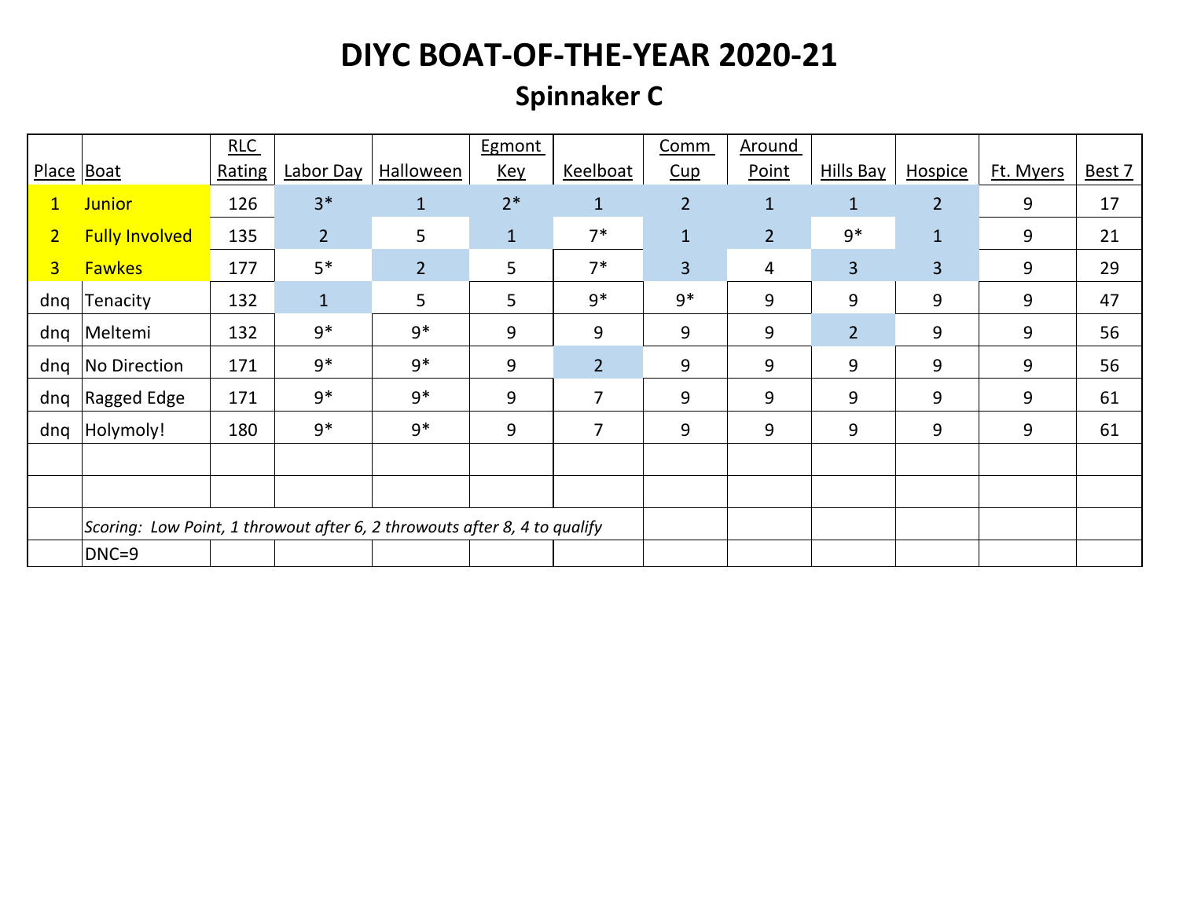# DIYC BOAT-OF-THE-YEAR 2020-21

## Spinnaker C

| Place | Boat | RLC Rating | Labor Day | Halloween | Egmont Key | Keelboat | Comm Cup | Around Point | Hills Bay | Hospice | Ft. Myers | Best 7 |
|---|---|---|---|---|---|---|---|---|---|---|---|---|
| 1 | Junior | 126 | 3* | 1 | 2* | 1 | 2 | 1 | 1 | 2 | 9 | 17 |
| 2 | Fully Involved | 135 | 2 | 5 | 1 | 7* | 1 | 2 | 9* | 1 | 9 | 21 |
| 3 | Fawkes | 177 | 5* | 2 | 5 | 7* | 3 | 4 | 3 | 3 | 9 | 29 |
| dnq | Tenacity | 132 | 1 | 5 | 5 | 9* | 9* | 9 | 9 | 9 | 9 | 47 |
| dnq | Meltemi | 132 | 9* | 9* | 9 | 9 | 9 | 9 | 2 | 9 | 9 | 56 |
| dnq | No Direction | 171 | 9* | 9* | 9 | 2 | 9 | 9 | 9 | 9 | 9 | 56 |
| dnq | Ragged Edge | 171 | 9* | 9* | 9 | 7 | 9 | 9 | 9 | 9 | 9 | 61 |
| dnq | Holymoly! | 180 | 9* | 9* | 9 | 7 | 9 | 9 | 9 | 9 | 9 | 61 |
| | | | | | | | | | | | | |
| | | | | | | | | | | | | |
| | *Scoring: Low Point, 1 throwout after 6, 2 throwouts after 8, 4 to qualify* | | | | | | | | | | | |
| | DNC=9 | | | | | | | | | | | |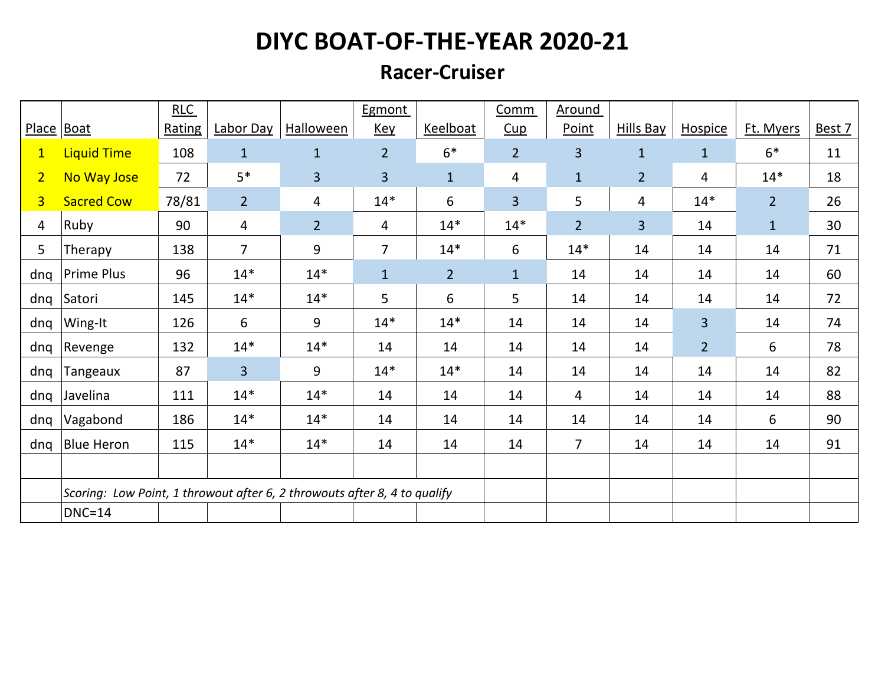# DIYC BOAT-OF-THE-YEAR 2020-21

## Racer-Cruiser

| Place | Boat | RLC Rating | Labor Day | Halloween | Egmont Key | Keelboat | Comm Cup | Around Point | Hills Bay | Hospice | Ft. Myers | Best 7 |
|---|---|---|---|---|---|---|---|---|---|---|---|---|
| 1 | Liquid Time | 108 | 1 | 1 | 2 | 6* | 2 | 3 | 1 | 1 | 6* | 11 |
| 2 | No Way Jose | 72 | 5* | 3 | 3 | 1 | 4 | 1 | 2 | 4 | 14* | 18 |
| 3 | Sacred Cow | 78/81 | 2 | 4 | 14* | 6 | 3 | 5 | 4 | 14* | 2 | 26 |
| 4 | Ruby | 90 | 4 | 2 | 4 | 14* | 14* | 2 | 3 | 14 | 1 | 30 |
| 5 | Therapy | 138 | 7 | 9 | 7 | 14* | 6 | 14* | 14 | 14 | 14 | 71 |
| dnq | Prime Plus | 96 | 14* | 14* | 1 | 2 | 1 | 14 | 14 | 14 | 14 | 60 |
| dnq | Satori | 145 | 14* | 14* | 5 | 6 | 5 | 14 | 14 | 14 | 14 | 72 |
| dnq | Wing-It | 126 | 6 | 9 | 14* | 14* | 14 | 14 | 14 | 3 | 14 | 74 |
| dnq | Revenge | 132 | 14* | 14* | 14 | 14 | 14 | 14 | 14 | 2 | 6 | 78 |
| dnq | Tangeaux | 87 | 3 | 9 | 14* | 14* | 14 | 14 | 14 | 14 | 14 | 82 |
| dnq | Javelina | 111 | 14* | 14* | 14 | 14 | 14 | 4 | 14 | 14 | 14 | 88 |
| dnq | Vagabond | 186 | 14* | 14* | 14 | 14 | 14 | 14 | 14 | 14 | 6 | 90 |
| dnq | Blue Heron | 115 | 14* | 14* | 14 | 14 | 14 | 7 | 14 | 14 | 14 | 91 |

*Scoring: Low Point, 1 throwout after 6, 2 throwouts after 8, 4 to qualify*

DNC=14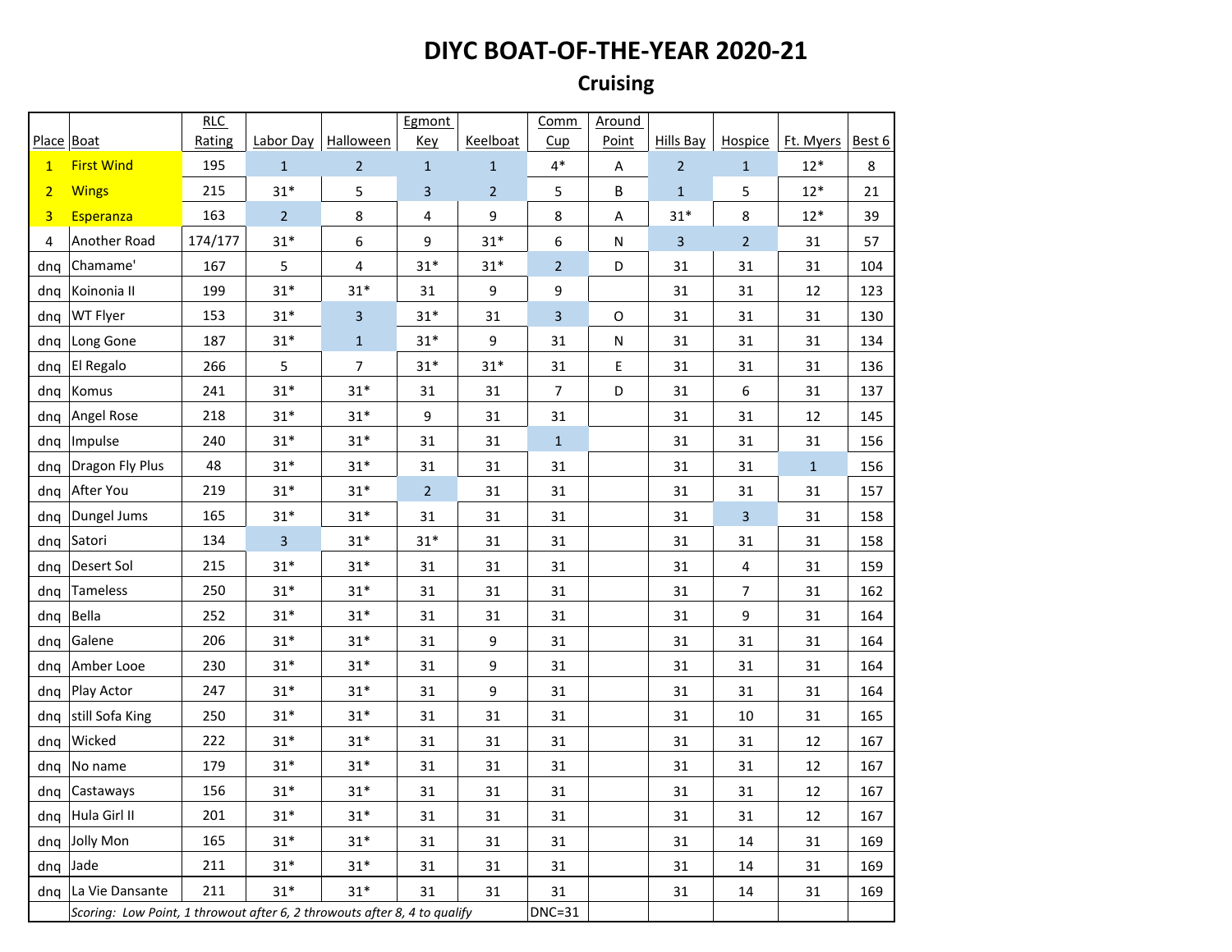# DIYC BOAT-OF-THE-YEAR 2020-21

## Cruising

| Place | Boat | RLC Rating | Labor Day | Halloween | Egmont Key | Keelboat | Comm Cup | Around Point | Hills Bay | Hospice | Ft. Myers | Best 6 |
|---|---|---|---|---|---|---|---|---|---|---|---|---|
| 1 | First Wind | 195 | 1 | 2 | 1 | 1 | 4* | A | 2 | 1 | 12* | 8 |
| 2 | Wings | 215 | 31* | 5 | 3 | 2 | 5 | B | 1 | 5 | 12* | 21 |
| 3 | Esperanza | 163 | 2 | 8 | 4 | 9 | 8 | A | 31* | 8 | 12* | 39 |
| 4 | Another Road | 174/177 | 31* | 6 | 9 | 31* | 6 | N | 3 | 2 | 31 | 57 |
| dnq | Chamame' | 167 | 5 | 4 | 31* | 31* | 2 | D | 31 | 31 | 31 | 104 |
| dnq | Koinonia II | 199 | 31* | 31* | 31 | 9 | 9 | | 31 | 31 | 12 | 123 |
| dnq | WT Flyer | 153 | 31* | 3 | 31* | 31 | 3 | O | 31 | 31 | 31 | 130 |
| dnq | Long Gone | 187 | 31* | 1 | 31* | 9 | 31 | N | 31 | 31 | 31 | 134 |
| dnq | El Regalo | 266 | 5 | 7 | 31* | 31* | 31 | E | 31 | 31 | 31 | 136 |
| dnq | Komus | 241 | 31* | 31* | 31 | 31 | 7 | D | 31 | 6 | 31 | 137 |
| dnq | Angel Rose | 218 | 31* | 31* | 9 | 31 | 31 | | 31 | 31 | 12 | 145 |
| dnq | Impulse | 240 | 31* | 31* | 31 | 31 | 1 | | 31 | 31 | 31 | 156 |
| dnq | Dragon Fly Plus | 48 | 31* | 31* | 31 | 31 | 31 | | 31 | 31 | 1 | 156 |
| dnq | After You | 219 | 31* | 31* | 2 | 31 | 31 | | 31 | 31 | 31 | 157 |
| dnq | Dungel Jums | 165 | 31* | 31* | 31 | 31 | 31 | | 31 | 3 | 31 | 158 |
| dnq | Satori | 134 | 3 | 31* | 31* | 31 | 31 | | 31 | 31 | 31 | 158 |
| dnq | Desert Sol | 215 | 31* | 31* | 31 | 31 | 31 | | 31 | 4 | 31 | 159 |
| dnq | Tameless | 250 | 31* | 31* | 31 | 31 | 31 | | 31 | 7 | 31 | 162 |
| dnq | Bella | 252 | 31* | 31* | 31 | 31 | 31 | | 31 | 9 | 31 | 164 |
| dnq | Galene | 206 | 31* | 31* | 31 | 9 | 31 | | 31 | 31 | 31 | 164 |
| dnq | Amber Looe | 230 | 31* | 31* | 31 | 9 | 31 | | 31 | 31 | 31 | 164 |
| dnq | Play Actor | 247 | 31* | 31* | 31 | 9 | 31 | | 31 | 31 | 31 | 164 |
| dnq | still Sofa King | 250 | 31* | 31* | 31 | 31 | 31 | | 31 | 10 | 31 | 165 |
| dnq | Wicked | 222 | 31* | 31* | 31 | 31 | 31 | | 31 | 31 | 12 | 167 |
| dnq | No name | 179 | 31* | 31* | 31 | 31 | 31 | | 31 | 31 | 12 | 167 |
| dnq | Castaways | 156 | 31* | 31* | 31 | 31 | 31 | | 31 | 31 | 12 | 167 |
| dnq | Hula Girl II | 201 | 31* | 31* | 31 | 31 | 31 | | 31 | 31 | 12 | 167 |
| dnq | Jolly Mon | 165 | 31* | 31* | 31 | 31 | 31 | | 31 | 14 | 31 | 169 |
| dnq | Jade | 211 | 31* | 31* | 31 | 31 | 31 | | 31 | 14 | 31 | 169 |
| dnq | La Vie Dansante | 211 | 31* | 31* | 31 | 31 | 31 | | 31 | 14 | 31 | 169 |
| | *Scoring: Low Point, 1 throwout after 6, 2 throwouts after 8, 4 to qualify* | | | | | | DNC=31 | | | | | |